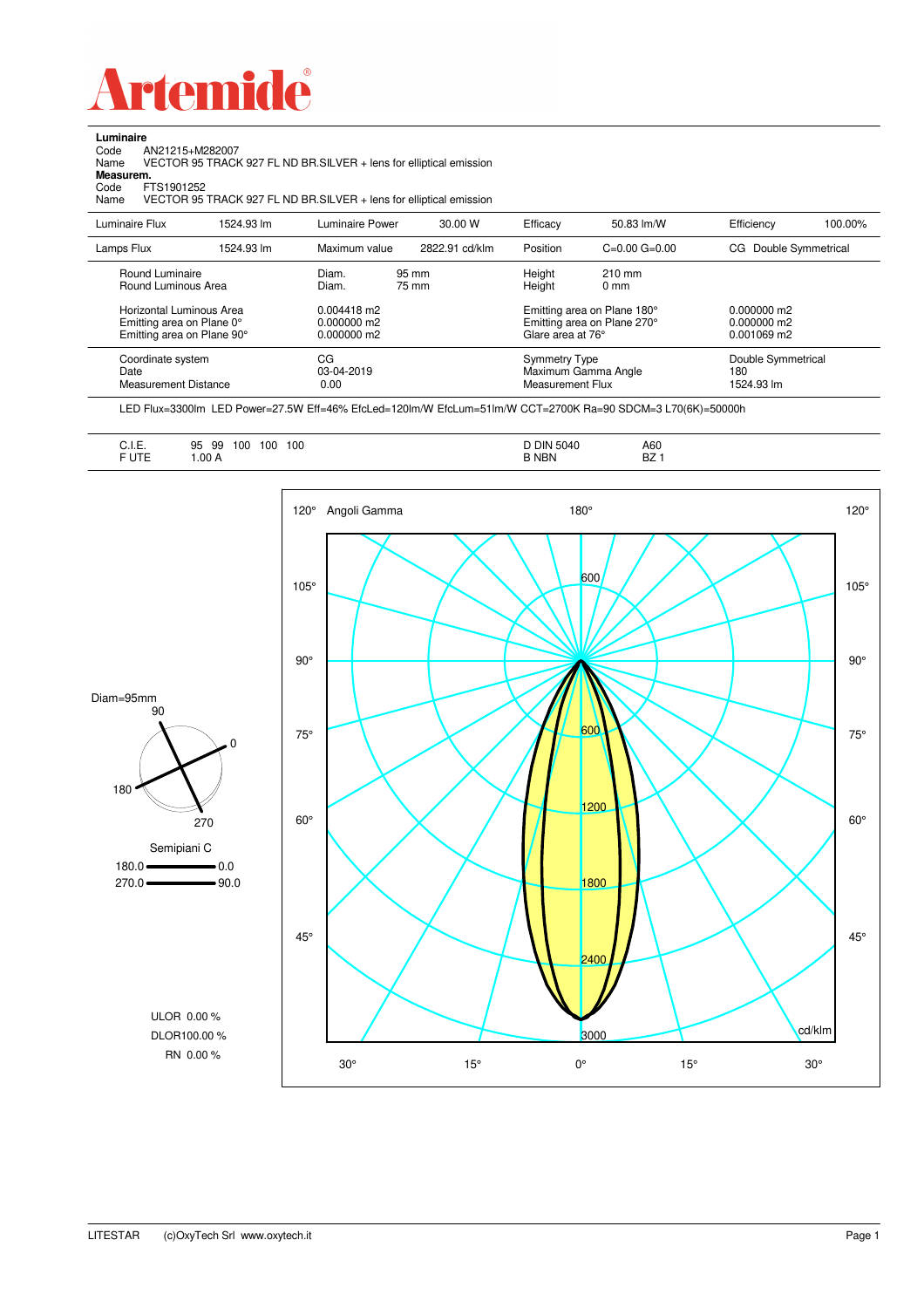# Artemide

**Luminaire**

Code AN21215+M282007

Name VECTOR 95 TRACK 927 FL ND BR.SILVER + lens for elliptical emission

**Measurem.**

Code FTS1901252

Name VECTOR 95 TRACK 927 FL ND BR.SILVER + lens for elliptical emission

| Luminaire Flux | 1524.93 lm | Luminaire Power | 30.00 W | Efficacy | 50.83 lm/W | Efficiency | 100.00% |
|---|---|---|---|---|---|---|---|
| Lamps Flux | 1524.93 lm | Maximum value | 2822.91 cd/klm | Position | C=0.00 G=0.00 | CG Double Symmetrical | |

| | | | |
|---|---|---|---|
| Round Luminaire | Diam. 95 mm | Height 210 mm | |
| Round Luminous Area | Diam. 75 mm | Height 0 mm | |
| Horizontal Luminous Area | 0.004418 m2 | Emitting area on Plane 180° | 0.000000 m2 |
| Emitting area on Plane 0° | 0.000000 m2 | Emitting area on Plane 270° | 0.000000 m2 |
| Emitting area on Plane 90° | 0.000000 m2 | Glare area at 76° | 0.001069 m2 |
| Coordinate system | CG | Symmetry Type | Double Symmetrical |
| Date | 03-04-2019 | Maximum Gamma Angle | 180 |
| Measurement Distance | 0.00 | Measurement Flux | 1524.93 lm |

LED Flux=3300lm LED Power=27.5W Eff=46% EfcLed=120lm/W EfcLum=51lm/W CCT=2700K Ra=90 SDCM=3 L70(6K)=50000h

| | | | |
|---|---|---|---|
| C.I.E. | 95 99 100 100 100 | D DIN 5040 | A60 |
| F UTE | 1.00 A | B NBN | BZ 1 |

Diam=95mm

Semipiani C

180.0 — 0.0

270.0 — 90.0

ULOR 0.00 %

DLOR 100.00 %

RN 0.00 %

Angoli Gamma — cd/klm

LITESTAR (c)OxyTech Srl www.oxytech.it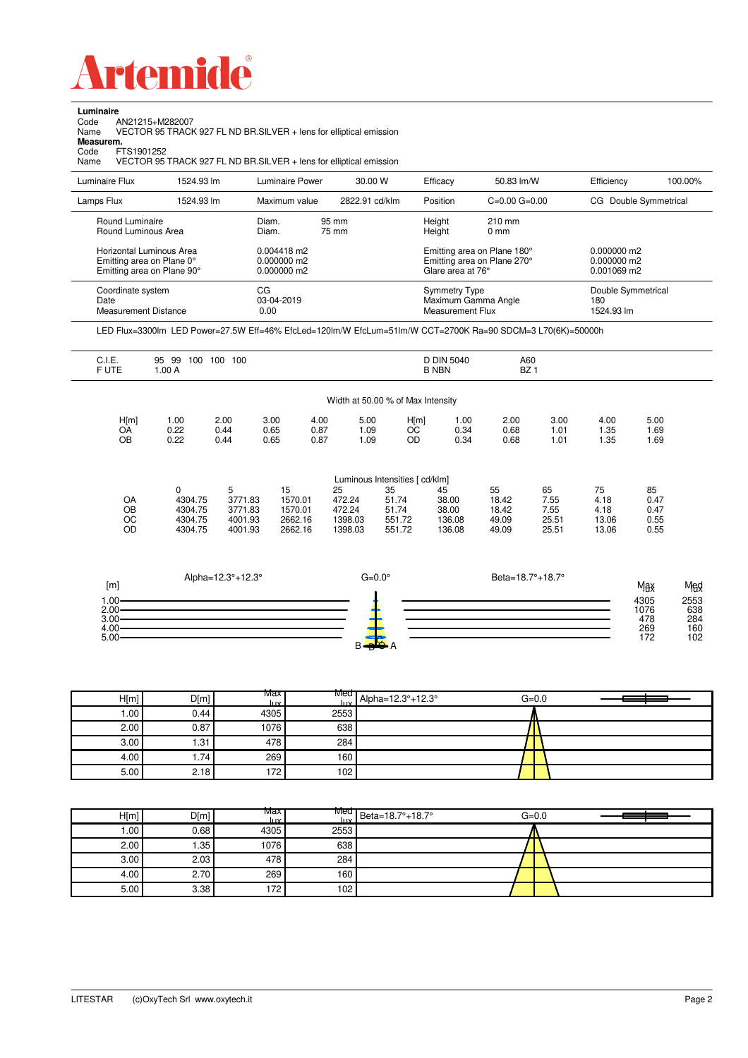# Artemide

**Luminaire**

Code AN21215+M282007

Name VECTOR 95 TRACK 927 FL ND BR.SILVER + lens for elliptical emission

**Measurem.**

Code FTS1901252

Name VECTOR 95 TRACK 927 FL ND BR.SILVER + lens for elliptical emission

| | | | | | | | |
|---|---|---|---|---|---|---|---|
| Luminaire Flux | 1524.93 lm | Luminaire Power | 30.00 W | Efficacy | 50.83 lm/W | Efficiency | 100.00% |
| Lamps Flux | 1524.93 lm | Maximum value | 2822.91 cd/klm | Position | C=0.00 G=0.00 | CG Double Symmetrical | |

| | | | | | |
|---|---|---|---|---|---|
| Round Luminaire | Diam. | 95 mm | Height | 210 mm | |
| Round Luminous Area | Diam. | 75 mm | Height | 0 mm | |
| Horizontal Luminous Area | 0.004418 m2 | | Emitting area on Plane 180° | | 0.000000 m2 |
| Emitting area on Plane 0° | 0.000000 m2 | | Emitting area on Plane 270° | | 0.000000 m2 |
| Emitting area on Plane 90° | 0.000000 m2 | | Glare area at 76° | | 0.001069 m2 |
| Coordinate system | CG | | Symmetry Type | | Double Symmetrical |
| Date | 03-04-2019 | | Maximum Gamma Angle | | 180 |
| Measurement Distance | 0.00 | | Measurement Flux | | 1524.93 lm |

LED Flux=3300lm LED Power=27.5W Eff=46% EfcLed=120lm/W EfcLum=51lm/W CCT=2700K Ra=90 SDCM=3 L70(6K)=50000h

| | | | |
|---|---|---|---|
| C.I.E. | 95 99 100 100 100 | D DIN 5040 | A60 |
| F UTE | 1.00 A | B NBN | BZ 1 |

Width at 50.00 % of Max Intensity

| H[m] | 1.00 | 2.00 | 3.00 | 4.00 | 5.00 | H[m] | 1.00 | 2.00 | 3.00 | 4.00 | 5.00 |
|---|---|---|---|---|---|---|---|---|---|---|---|
| OA | 0.22 | 0.44 | 0.65 | 0.87 | 1.09 | OC | 0.34 | 0.68 | 1.01 | 1.35 | 1.69 |
| OB | 0.22 | 0.44 | 0.65 | 0.87 | 1.09 | OD | 0.34 | 0.68 | 1.01 | 1.35 | 1.69 |

Luminous Intensities [ cd/klm]

| | 0 | 5 | 15 | 25 | 35 | 45 | 55 | 65 | 75 | 85 |
|---|---|---|---|---|---|---|---|---|---|---|
| OA | 4304.75 | 3771.83 | 1570.01 | 472.24 | 51.74 | 38.00 | 18.42 | 7.55 | 4.18 | 0.47 |
| OB | 4304.75 | 3771.83 | 1570.01 | 472.24 | 51.74 | 38.00 | 18.42 | 7.55 | 4.18 | 0.47 |
| OC | 4304.75 | 4001.93 | 2662.16 | 1398.03 | 551.72 | 136.08 | 49.09 | 25.51 | 13.06 | 0.55 |
| OD | 4304.75 | 4001.93 | 2662.16 | 1398.03 | 551.72 | 136.08 | 49.09 | 25.51 | 13.06 | 0.55 |

[m]

Alpha=12.3°+12.3°

G=0.0°

Beta=18.7°+18.7°

1.00
2.00
3.00
4.00
5.00

B A

Max lux: 4305, 1076, 478, 269, 172

Med lux: 2553, 638, 284, 160, 102

| H[m] | D[m] | Max lux | Med lux | Alpha=12.3°+12.3° | G=0.0 |
|---|---|---|---|---|---|
| 1.00 | 0.44 | 4305 | 2553 | | |
| 2.00 | 0.87 | 1076 | 638 | | |
| 3.00 | 1.31 | 478 | 284 | | |
| 4.00 | 1.74 | 269 | 160 | | |
| 5.00 | 2.18 | 172 | 102 | | |

| H[m] | D[m] | Max lux | Med lux | Beta=18.7°+18.7° | G=0.0 |
|---|---|---|---|---|---|
| 1.00 | 0.68 | 4305 | 2553 | | |
| 2.00 | 1.35 | 1076 | 638 | | |
| 3.00 | 2.03 | 478 | 284 | | |
| 4.00 | 2.70 | 269 | 160 | | |
| 5.00 | 3.38 | 172 | 102 | | |

LITESTAR (c)OxyTech Srl www.oxytech.it